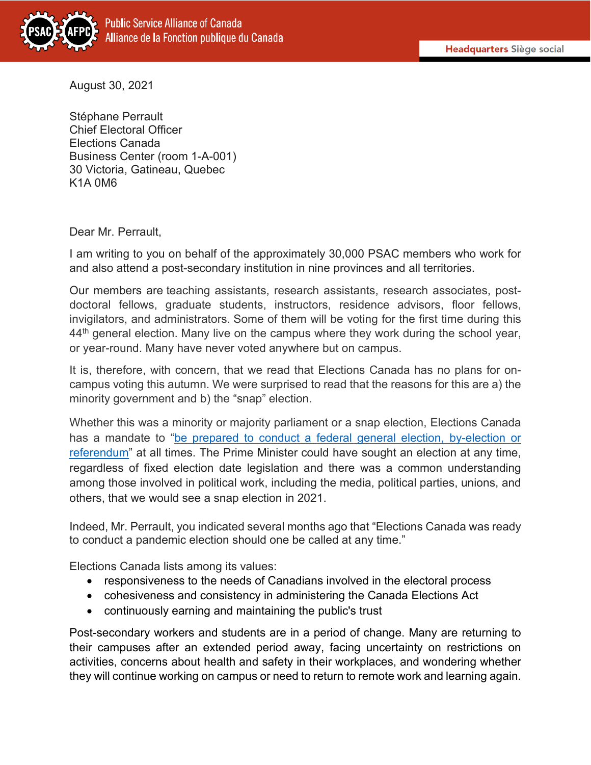Public Service Alliance of Canada
Alliance de la Fonction publique du Canada

**Headquarters** Siège social

August 30, 2021

Stéphane Perrault
Chief Electoral Officer
Elections Canada
Business Center (room 1-A-001)
30 Victoria, Gatineau, Quebec
K1A 0M6

Dear Mr. Perrault,

I am writing to you on behalf of the approximately 30,000 PSAC members who work for and also attend a post-secondary institution in nine provinces and all territories.

Our members are teaching assistants, research assistants, research associates, post-doctoral fellows, graduate students, instructors, residence advisors, floor fellows, invigilators, and administrators. Some of them will be voting for the first time during this 44th general election. Many live on the campus where they work during the school year, or year-round. Many have never voted anywhere but on campus.

It is, therefore, with concern, that we read that Elections Canada has no plans for on-campus voting this autumn. We were surprised to read that the reasons for this are a) the minority government and b) the "snap" election.

Whether this was a minority or majority parliament or a snap election, Elections Canada has a mandate to "be prepared to conduct a federal general election, by-election or referendum" at all times. The Prime Minister could have sought an election at any time, regardless of fixed election date legislation and there was a common understanding among those involved in political work, including the media, political parties, unions, and others, that we would see a snap election in 2021.

Indeed, Mr. Perrault, you indicated several months ago that "Elections Canada was ready to conduct a pandemic election should one be called at any time."

Elections Canada lists among its values:

- responsiveness to the needs of Canadians involved in the electoral process
- cohesiveness and consistency in administering the Canada Elections Act
- continuously earning and maintaining the public's trust

Post-secondary workers and students are in a period of change. Many are returning to their campuses after an extended period away, facing uncertainty on restrictions on activities, concerns about health and safety in their workplaces, and wondering whether they will continue working on campus or need to return to remote work and learning again.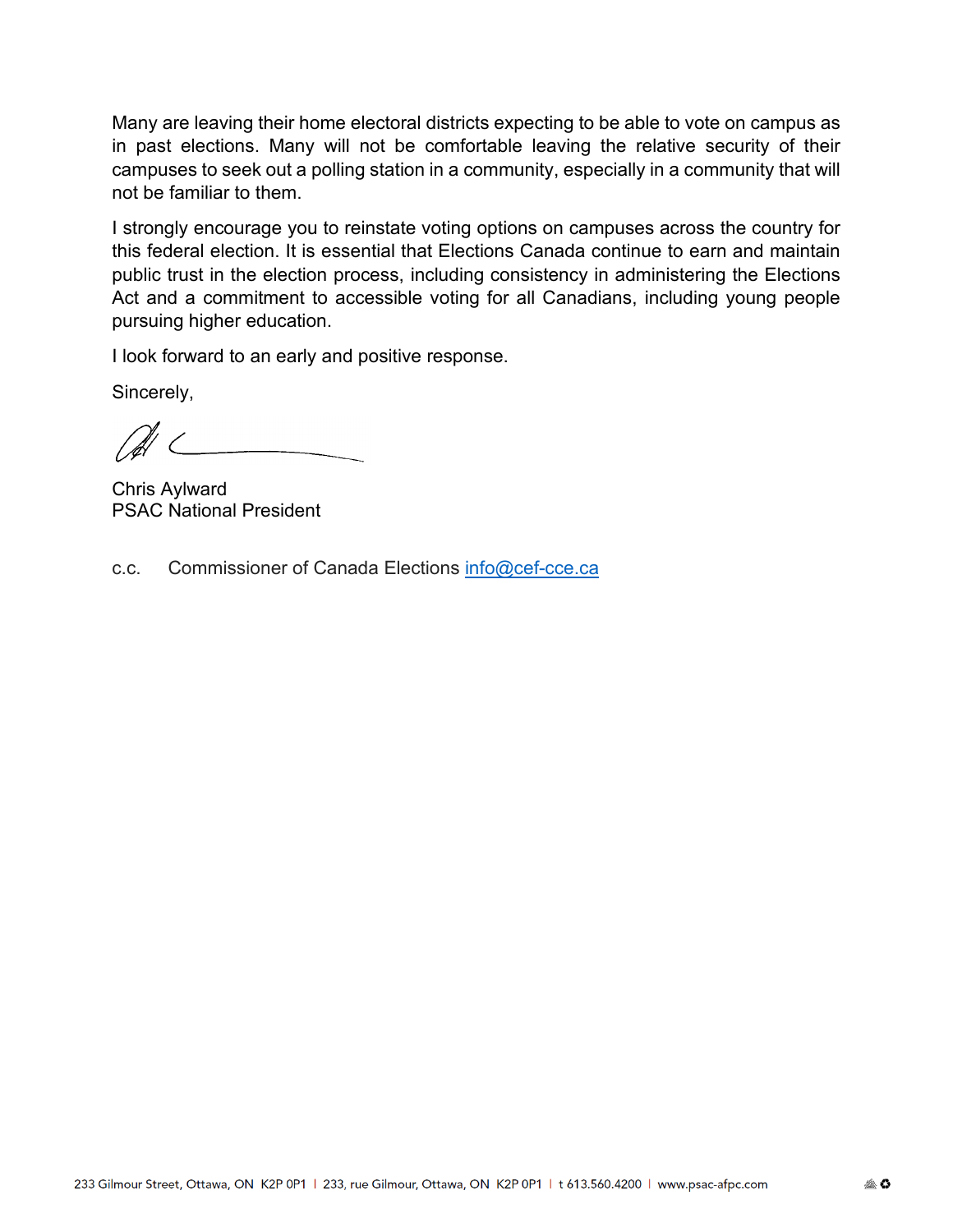Many are leaving their home electoral districts expecting to be able to vote on campus as in past elections. Many will not be comfortable leaving the relative security of their campuses to seek out a polling station in a community, especially in a community that will not be familiar to them.

I strongly encourage you to reinstate voting options on campuses across the country for this federal election. It is essential that Elections Canada continue to earn and maintain public trust in the election process, including consistency in administering the Elections Act and a commitment to accessible voting for all Canadians, including young people pursuing higher education.

I look forward to an early and positive response.

Sincerely,

Chris Aylward
PSAC National President

c.c. Commissioner of Canada Elections info@cef-cce.ca